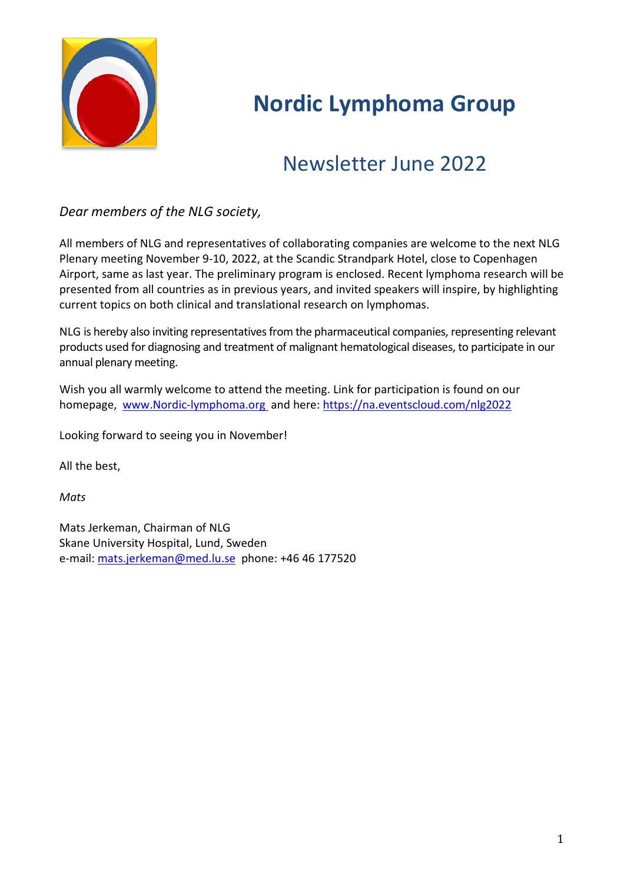# Nordic Lymphoma Group

## Newsletter June 2022

*Dear members of the NLG society,*

All members of NLG and representatives of collaborating companies are welcome to the next NLG Plenary meeting November 9-10, 2022, at the Scandic Strandpark Hotel, close to Copenhagen Airport, same as last year. The preliminary program is enclosed. Recent lymphoma research will be presented from all countries as in previous years, and invited speakers will inspire, by highlighting current topics on both clinical and translational research on lymphomas.

NLG is hereby also inviting representatives from the pharmaceutical companies, representing relevant products used for diagnosing and treatment of malignant hematological diseases, to participate in our annual plenary meeting.

Wish you all warmly welcome to attend the meeting. Link for participation is found on our homepage, [www.Nordic-lymphoma.org](www.Nordic-lymphoma.org) and here: [https://na.eventscloud.com/nlg2022](https://na.eventscloud.com/nlg2022)

Looking forward to seeing you in November!

All the best,

*Mats*

Mats Jerkeman, Chairman of NLG
Skane University Hospital, Lund, Sweden
e-mail: [mats.jerkeman@med.lu.se](mailto:mats.jerkeman@med.lu.se) phone: +46 46 177520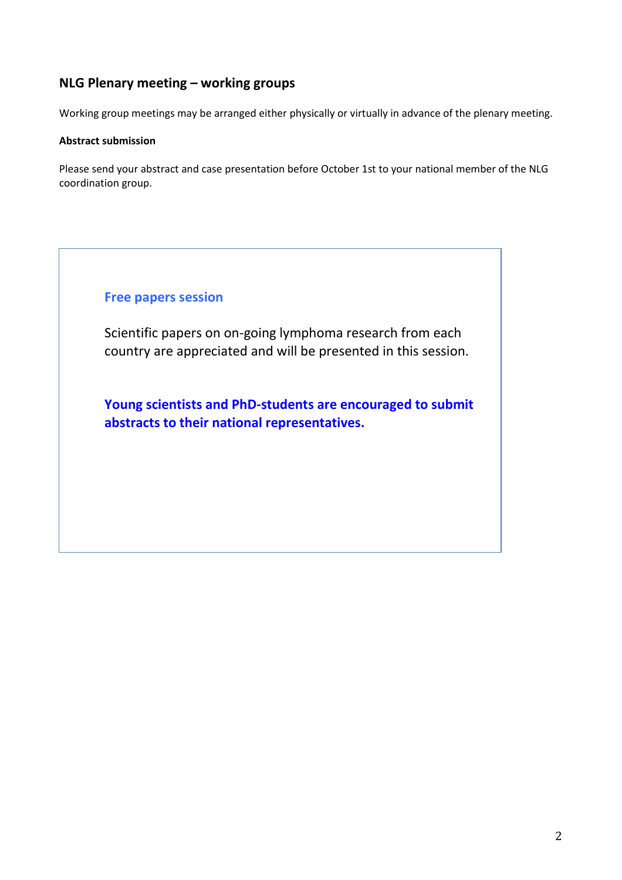## NLG Plenary meeting – working groups

Working group meetings may be arranged either physically or virtually in advance of the plenary meeting.

**Abstract submission**

Please send your abstract and case presentation before October 1st to your national member of the NLG coordination group.

### Free papers session

Scientific papers on on-going lymphoma research from each country are appreciated and will be presented in this session.

**Young scientists and PhD-students are encouraged to submit abstracts to their national representatives.**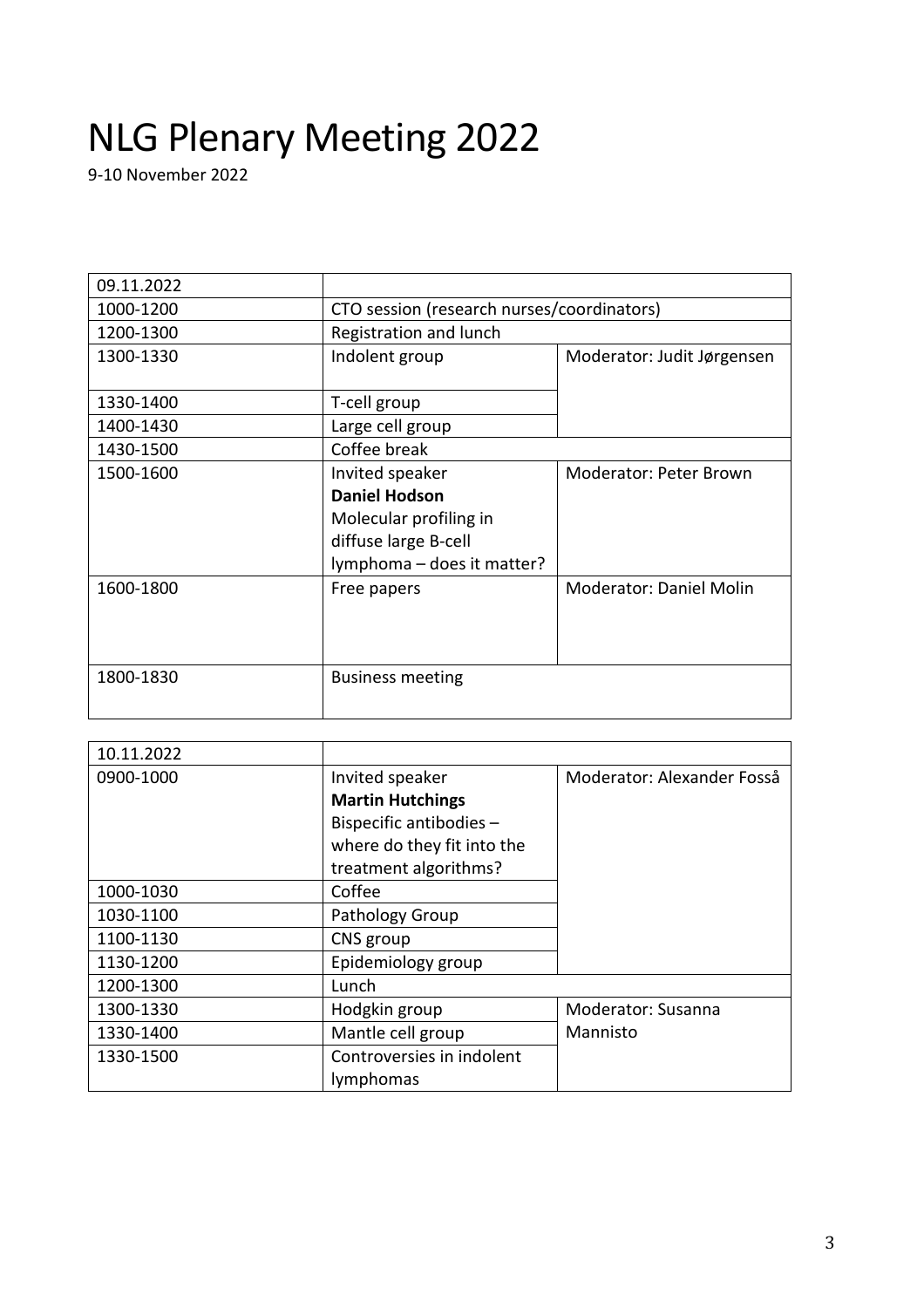# NLG Plenary Meeting 2022

9-10 November 2022

| 09.11.2022 | | |
|---|---|---|
| 1000-1200 | CTO session (research nurses/coordinators) | |
| 1200-1300 | Registration and lunch | |
| 1300-1330 | Indolent group | Moderator: Judit Jørgensen |
| 1330-1400 | T-cell group | |
| 1400-1430 | Large cell group | |
| 1430-1500 | Coffee break | |
| 1500-1600 | Invited speaker **Daniel Hodson** Molecular profiling in diffuse large B-cell lymphoma – does it matter? | Moderator: Peter Brown |
| 1600-1800 | Free papers | Moderator: Daniel Molin |
| 1800-1830 | Business meeting | |

| 10.11.2022 | | |
|---|---|---|
| 0900-1000 | Invited speaker **Martin Hutchings** Bispecific antibodies – where do they fit into the treatment algorithms? | Moderator: Alexander Fosså |
| 1000-1030 | Coffee | |
| 1030-1100 | Pathology Group | |
| 1100-1130 | CNS group | |
| 1130-1200 | Epidemiology group | |
| 1200-1300 | Lunch | |
| 1300-1330 | Hodgkin group | Moderator: Susanna Mannisto |
| 1330-1400 | Mantle cell group | |
| 1330-1500 | Controversies in indolent lymphomas | |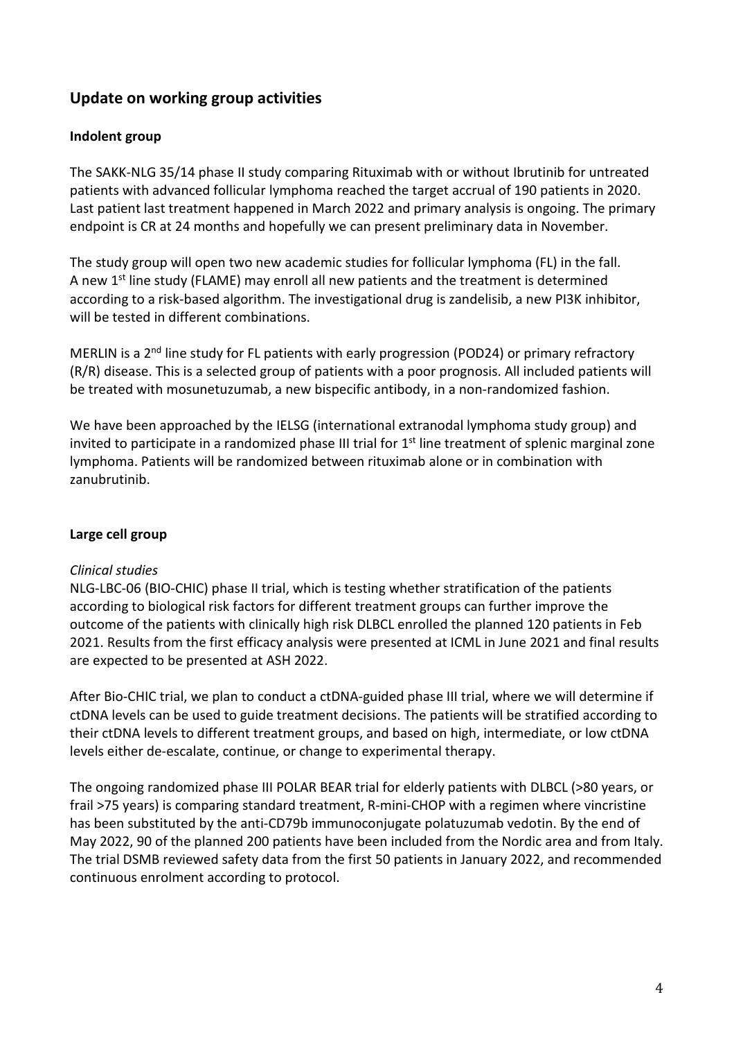## Update on working group activities

### Indolent group

The SAKK-NLG 35/14 phase II study comparing Rituximab with or without Ibrutinib for untreated patients with advanced follicular lymphoma reached the target accrual of 190 patients in 2020. Last patient last treatment happened in March 2022 and primary analysis is ongoing. The primary endpoint is CR at 24 months and hopefully we can present preliminary data in November.

The study group will open two new academic studies for follicular lymphoma (FL) in the fall. A new 1st line study (FLAME) may enroll all new patients and the treatment is determined according to a risk-based algorithm. The investigational drug is zandelisib, a new PI3K inhibitor, will be tested in different combinations.

MERLIN is a 2nd line study for FL patients with early progression (POD24) or primary refractory (R/R) disease. This is a selected group of patients with a poor prognosis. All included patients will be treated with mosunetuzumab, a new bispecific antibody, in a non-randomized fashion.

We have been approached by the IELSG (international extranodal lymphoma study group) and invited to participate in a randomized phase III trial for 1st line treatment of splenic marginal zone lymphoma. Patients will be randomized between rituximab alone or in combination with zanubrutinib.

### Large cell group

*Clinical studies*

NLG-LBC-06 (BIO-CHIC) phase II trial, which is testing whether stratification of the patients according to biological risk factors for different treatment groups can further improve the outcome of the patients with clinically high risk DLBCL enrolled the planned 120 patients in Feb 2021. Results from the first efficacy analysis were presented at ICML in June 2021 and final results are expected to be presented at ASH 2022.

After Bio-CHIC trial, we plan to conduct a ctDNA-guided phase III trial, where we will determine if ctDNA levels can be used to guide treatment decisions. The patients will be stratified according to their ctDNA levels to different treatment groups, and based on high, intermediate, or low ctDNA levels either de-escalate, continue, or change to experimental therapy.

The ongoing randomized phase III POLAR BEAR trial for elderly patients with DLBCL (>80 years, or frail >75 years) is comparing standard treatment, R-mini-CHOP with a regimen where vincristine has been substituted by the anti-CD79b immunoconjugate polatuzumab vedotin. By the end of May 2022, 90 of the planned 200 patients have been included from the Nordic area and from Italy. The trial DSMB reviewed safety data from the first 50 patients in January 2022, and recommended continuous enrolment according to protocol.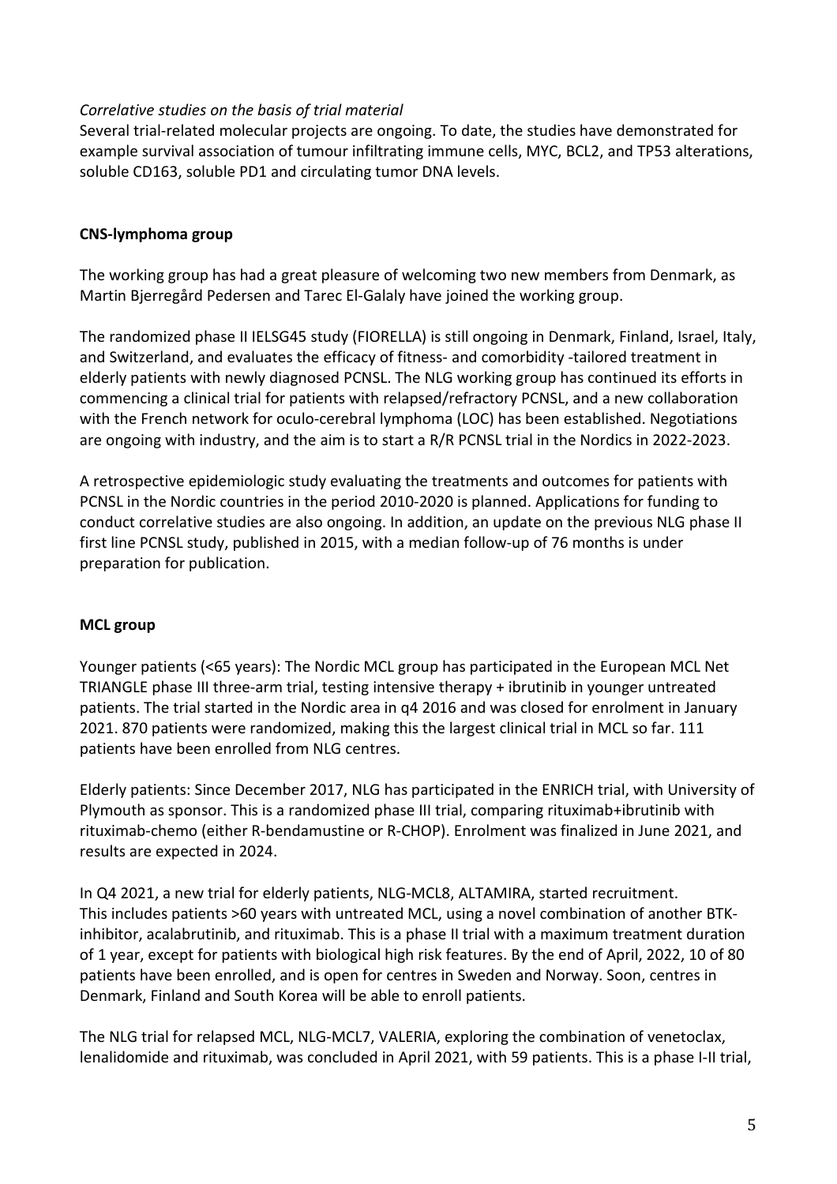*Correlative studies on the basis of trial material*
Several trial-related molecular projects are ongoing. To date, the studies have demonstrated for example survival association of tumour infiltrating immune cells, MYC, BCL2, and TP53 alterations, soluble CD163, soluble PD1 and circulating tumor DNA levels.

**CNS-lymphoma group**

The working group has had a great pleasure of welcoming two new members from Denmark, as Martin Bjerregård Pedersen and Tarec El-Galaly have joined the working group.

The randomized phase II IELSG45 study (FIORELLA) is still ongoing in Denmark, Finland, Israel, Italy, and Switzerland, and evaluates the efficacy of fitness- and comorbidity -tailored treatment in elderly patients with newly diagnosed PCNSL. The NLG working group has continued its efforts in commencing a clinical trial for patients with relapsed/refractory PCNSL, and a new collaboration with the French network for oculo-cerebral lymphoma (LOC) has been established. Negotiations are ongoing with industry, and the aim is to start a R/R PCNSL trial in the Nordics in 2022-2023.

A retrospective epidemiologic study evaluating the treatments and outcomes for patients with PCNSL in the Nordic countries in the period 2010-2020 is planned. Applications for funding to conduct correlative studies are also ongoing. In addition, an update on the previous NLG phase II first line PCNSL study, published in 2015, with a median follow-up of 76 months is under preparation for publication.

**MCL group**

Younger patients (<65 years): The Nordic MCL group has participated in the European MCL Net TRIANGLE phase III three-arm trial, testing intensive therapy + ibrutinib in younger untreated patients. The trial started in the Nordic area in q4 2016 and was closed for enrolment in January 2021. 870 patients were randomized, making this the largest clinical trial in MCL so far. 111 patients have been enrolled from NLG centres.

Elderly patients: Since December 2017, NLG has participated in the ENRICH trial, with University of Plymouth as sponsor. This is a randomized phase III trial, comparing rituximab+ibrutinib with rituximab-chemo (either R-bendamustine or R-CHOP). Enrolment was finalized in June 2021, and results are expected in 2024.

In Q4 2021, a new trial for elderly patients, NLG-MCL8, ALTAMIRA, started recruitment. This includes patients >60 years with untreated MCL, using a novel combination of another BTK-inhibitor, acalabrutinib, and rituximab. This is a phase II trial with a maximum treatment duration of 1 year, except for patients with biological high risk features. By the end of April, 2022, 10 of 80 patients have been enrolled, and is open for centres in Sweden and Norway. Soon, centres in Denmark, Finland and South Korea will be able to enroll patients.

The NLG trial for relapsed MCL, NLG-MCL7, VALERIA, exploring the combination of venetoclax, lenalidomide and rituximab, was concluded in April 2021, with 59 patients. This is a phase I-II trial,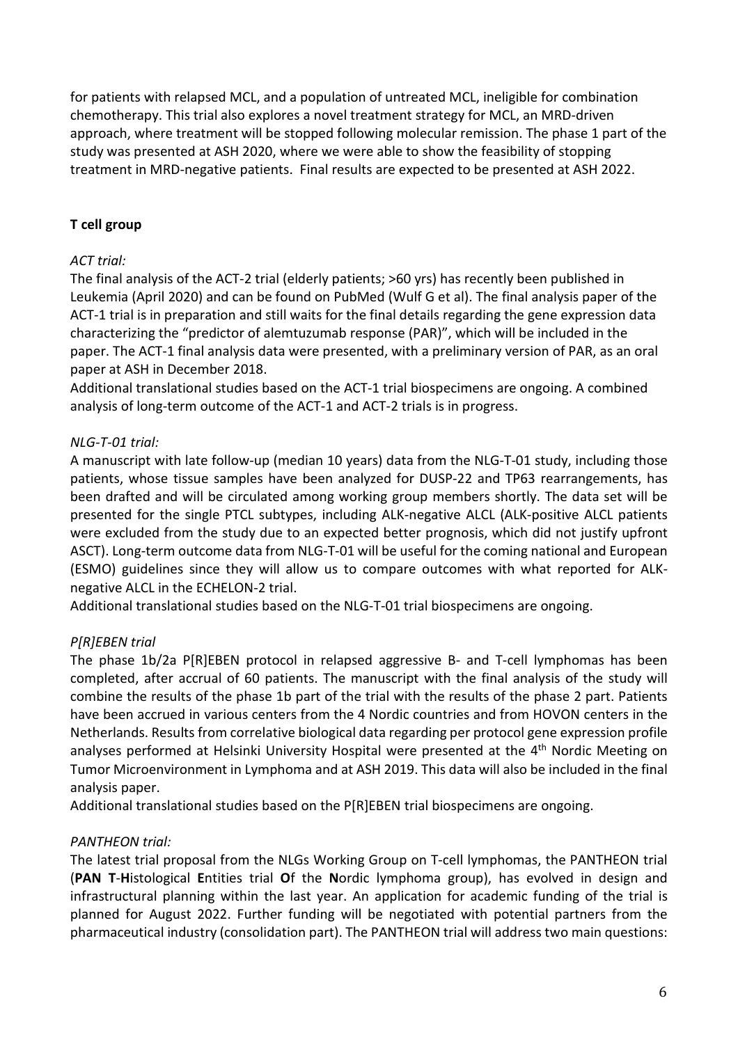for patients with relapsed MCL, and a population of untreated MCL, ineligible for combination chemotherapy. This trial also explores a novel treatment strategy for MCL, an MRD-driven approach, where treatment will be stopped following molecular remission. The phase 1 part of the study was presented at ASH 2020, where we were able to show the feasibility of stopping treatment in MRD-negative patients. Final results are expected to be presented at ASH 2022.

### T cell group

*ACT trial:*

The final analysis of the ACT-2 trial (elderly patients; >60 yrs) has recently been published in Leukemia (April 2020) and can be found on PubMed (Wulf G et al). The final analysis paper of the ACT-1 trial is in preparation and still waits for the final details regarding the gene expression data characterizing the "predictor of alemtuzumab response (PAR)", which will be included in the paper. The ACT-1 final analysis data were presented, with a preliminary version of PAR, as an oral paper at ASH in December 2018.

Additional translational studies based on the ACT-1 trial biospecimens are ongoing. A combined analysis of long-term outcome of the ACT-1 and ACT-2 trials is in progress.

*NLG-T-01 trial:*

A manuscript with late follow-up (median 10 years) data from the NLG-T-01 study, including those patients, whose tissue samples have been analyzed for DUSP-22 and TP63 rearrangements, has been drafted and will be circulated among working group members shortly. The data set will be presented for the single PTCL subtypes, including ALK-negative ALCL (ALK-positive ALCL patients were excluded from the study due to an expected better prognosis, which did not justify upfront ASCT). Long-term outcome data from NLG-T-01 will be useful for the coming national and European (ESMO) guidelines since they will allow us to compare outcomes with what reported for ALK-negative ALCL in the ECHELON-2 trial.

Additional translational studies based on the NLG-T-01 trial biospecimens are ongoing.

*P[R]EBEN trial*

The phase 1b/2a P[R]EBEN protocol in relapsed aggressive B- and T-cell lymphomas has been completed, after accrual of 60 patients. The manuscript with the final analysis of the study will combine the results of the phase 1b part of the trial with the results of the phase 2 part. Patients have been accrued in various centers from the 4 Nordic countries and from HOVON centers in the Netherlands. Results from correlative biological data regarding per protocol gene expression profile analyses performed at Helsinki University Hospital were presented at the 4th Nordic Meeting on Tumor Microenvironment in Lymphoma and at ASH 2019. This data will also be included in the final analysis paper.

Additional translational studies based on the P[R]EBEN trial biospecimens are ongoing.

*PANTHEON trial:*

The latest trial proposal from the NLGs Working Group on T-cell lymphomas, the PANTHEON trial (**PAN T**-**H**istological **E**ntities trial **O**f the **N**ordic lymphoma group), has evolved in design and infrastructural planning within the last year. An application for academic funding of the trial is planned for August 2022. Further funding will be negotiated with potential partners from the pharmaceutical industry (consolidation part). The PANTHEON trial will address two main questions: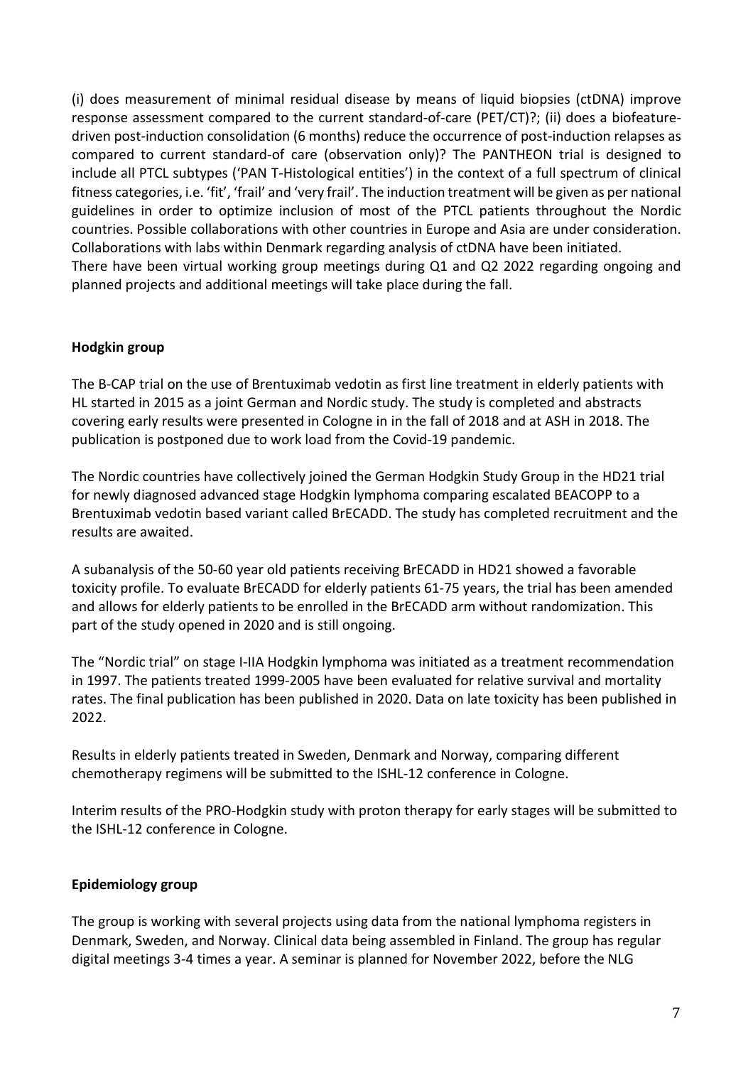(i) does measurement of minimal residual disease by means of liquid biopsies (ctDNA) improve response assessment compared to the current standard-of-care (PET/CT)?; (ii) does a biofeature-driven post-induction consolidation (6 months) reduce the occurrence of post-induction relapses as compared to current standard-of care (observation only)? The PANTHEON trial is designed to include all PTCL subtypes ('PAN T-Histological entities') in the context of a full spectrum of clinical fitness categories, i.e. 'fit', 'frail' and 'very frail'. The induction treatment will be given as per national guidelines in order to optimize inclusion of most of the PTCL patients throughout the Nordic countries. Possible collaborations with other countries in Europe and Asia are under consideration. Collaborations with labs within Denmark regarding analysis of ctDNA have been initiated.
There have been virtual working group meetings during Q1 and Q2 2022 regarding ongoing and planned projects and additional meetings will take place during the fall.

**Hodgkin group**

The B-CAP trial on the use of Brentuximab vedotin as first line treatment in elderly patients with HL started in 2015 as a joint German and Nordic study. The study is completed and abstracts covering early results were presented in Cologne in in the fall of 2018 and at ASH in 2018. The publication is postponed due to work load from the Covid-19 pandemic.

The Nordic countries have collectively joined the German Hodgkin Study Group in the HD21 trial for newly diagnosed advanced stage Hodgkin lymphoma comparing escalated BEACOPP to a Brentuximab vedotin based variant called BrECADD. The study has completed recruitment and the results are awaited.

A subanalysis of the 50-60 year old patients receiving BrECADD in HD21 showed a favorable toxicity profile. To evaluate BrECADD for elderly patients 61-75 years, the trial has been amended and allows for elderly patients to be enrolled in the BrECADD arm without randomization. This part of the study opened in 2020 and is still ongoing.

The "Nordic trial" on stage I-IIA Hodgkin lymphoma was initiated as a treatment recommendation in 1997. The patients treated 1999-2005 have been evaluated for relative survival and mortality rates. The final publication has been published in 2020. Data on late toxicity has been published in 2022.

Results in elderly patients treated in Sweden, Denmark and Norway, comparing different chemotherapy regimens will be submitted to the ISHL-12 conference in Cologne.

Interim results of the PRO-Hodgkin study with proton therapy for early stages will be submitted to the ISHL-12 conference in Cologne.

**Epidemiology group**

The group is working with several projects using data from the national lymphoma registers in Denmark, Sweden, and Norway. Clinical data being assembled in Finland. The group has regular digital meetings 3-4 times a year. A seminar is planned for November 2022, before the NLG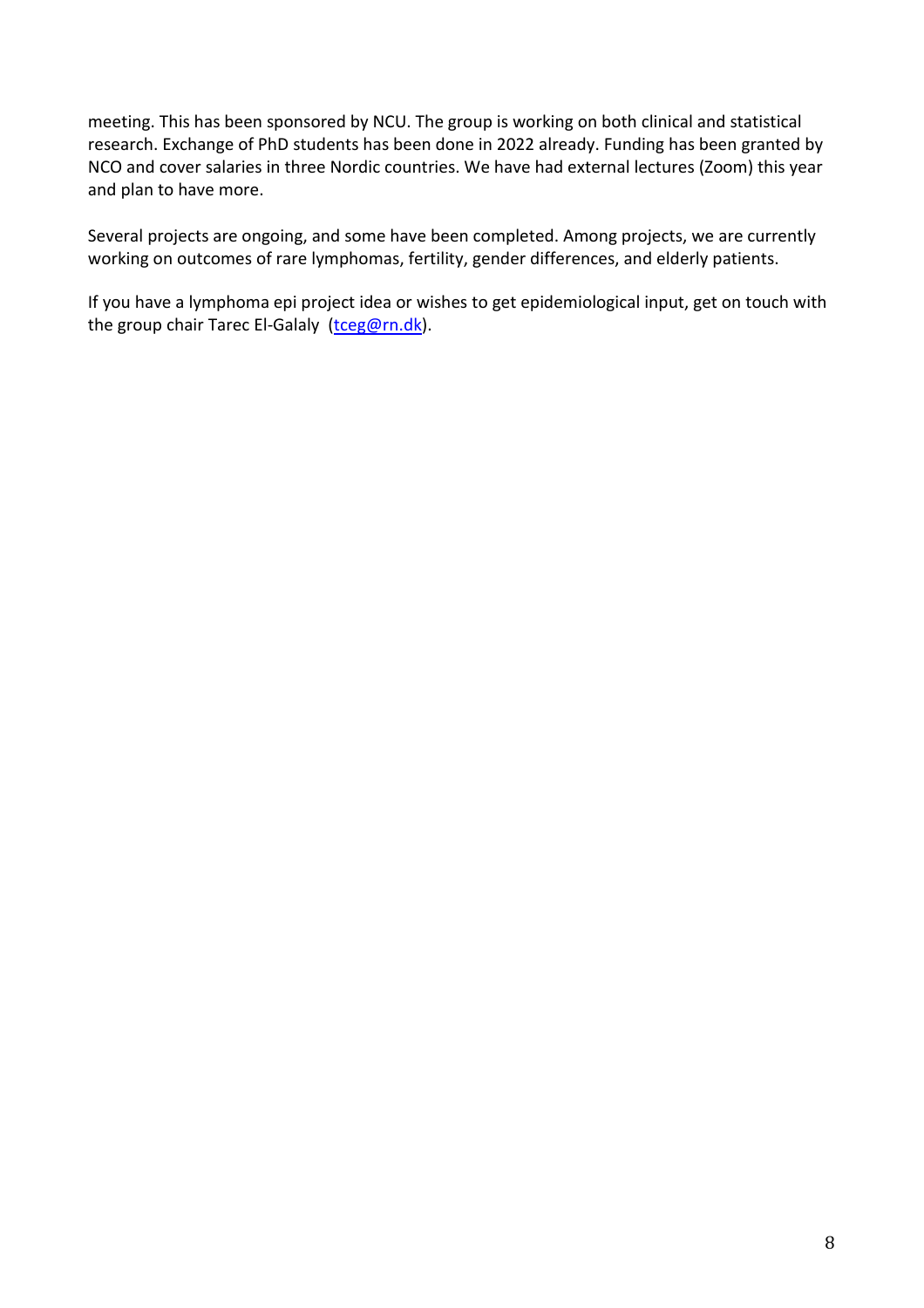meeting. This has been sponsored by NCU. The group is working on both clinical and statistical research. Exchange of PhD students has been done in 2022 already. Funding has been granted by NCO and cover salaries in three Nordic countries. We have had external lectures (Zoom) this year and plan to have more.

Several projects are ongoing, and some have been completed. Among projects, we are currently working on outcomes of rare lymphomas, fertility, gender differences, and elderly patients.

If you have a lymphoma epi project idea or wishes to get epidemiological input, get on touch with the group chair Tarec El-Galaly (tceg@rn.dk).